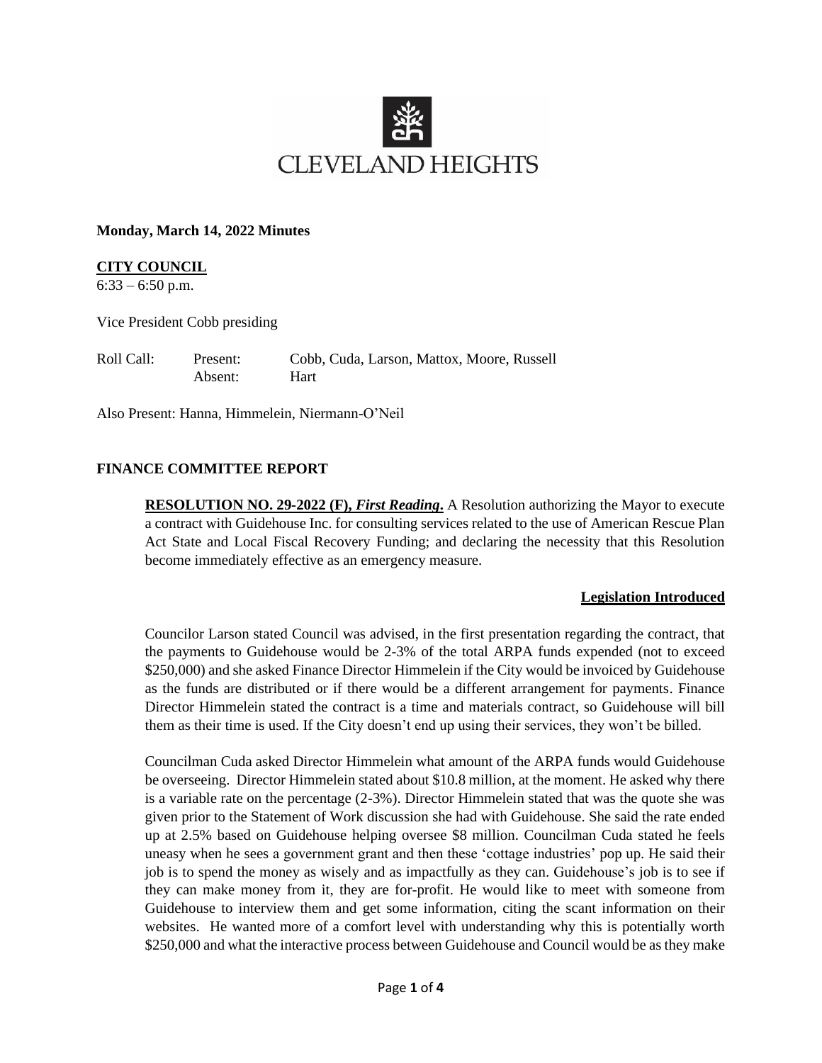CLEVELAND HEIGHTS

**Monday, March 14, 2022 Minutes**

**CITY COUNCIL**
6:33 – 6:50 p.m.

Vice President Cobb presiding

Roll Call: Present: Cobb, Cuda, Larson, Mattox, Moore, Russell
Absent: Hart

Also Present: Hanna, Himmelein, Niermann-O'Neil

## FINANCE COMMITTEE REPORT

**RESOLUTION NO. 29-2022 (F), *First Reading*.** A Resolution authorizing the Mayor to execute a contract with Guidehouse Inc. for consulting services related to the use of American Rescue Plan Act State and Local Fiscal Recovery Funding; and declaring the necessity that this Resolution become immediately effective as an emergency measure.

**Legislation Introduced**

Councilor Larson stated Council was advised, in the first presentation regarding the contract, that the payments to Guidehouse would be 2-3% of the total ARPA funds expended (not to exceed $250,000) and she asked Finance Director Himmelein if the City would be invoiced by Guidehouse as the funds are distributed or if there would be a different arrangement for payments. Finance Director Himmelein stated the contract is a time and materials contract, so Guidehouse will bill them as their time is used. If the City doesn't end up using their services, they won't be billed.

Councilman Cuda asked Director Himmelein what amount of the ARPA funds would Guidehouse be overseeing. Director Himmelein stated about $10.8 million, at the moment. He asked why there is a variable rate on the percentage (2-3%). Director Himmelein stated that was the quote she was given prior to the Statement of Work discussion she had with Guidehouse. She said the rate ended up at 2.5% based on Guidehouse helping oversee $8 million. Councilman Cuda stated he feels uneasy when he sees a government grant and then these 'cottage industries' pop up. He said their job is to spend the money as wisely and as impactfully as they can. Guidehouse's job is to see if they can make money from it, they are for-profit. He would like to meet with someone from Guidehouse to interview them and get some information, citing the scant information on their websites. He wanted more of a comfort level with understanding why this is potentially worth $250,000 and what the interactive process between Guidehouse and Council would be as they make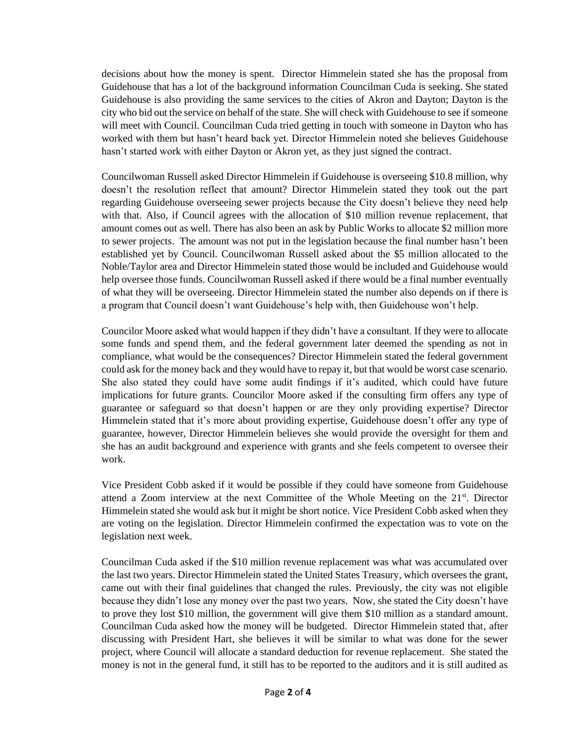decisions about how the money is spent. Director Himmelein stated she has the proposal from Guidehouse that has a lot of the background information Councilman Cuda is seeking. She stated Guidehouse is also providing the same services to the cities of Akron and Dayton; Dayton is the city who bid out the service on behalf of the state. She will check with Guidehouse to see if someone will meet with Council. Councilman Cuda tried getting in touch with someone in Dayton who has worked with them but hasn't heard back yet. Director Himmelein noted she believes Guidehouse hasn't started work with either Dayton or Akron yet, as they just signed the contract.

Councilwoman Russell asked Director Himmelein if Guidehouse is overseeing $10.8 million, why doesn't the resolution reflect that amount? Director Himmelein stated they took out the part regarding Guidehouse overseeing sewer projects because the City doesn't believe they need help with that. Also, if Council agrees with the allocation of $10 million revenue replacement, that amount comes out as well. There has also been an ask by Public Works to allocate $2 million more to sewer projects. The amount was not put in the legislation because the final number hasn't been established yet by Council. Councilwoman Russell asked about the $5 million allocated to the Noble/Taylor area and Director Himmelein stated those would be included and Guidehouse would help oversee those funds. Councilwoman Russell asked if there would be a final number eventually of what they will be overseeing. Director Himmelein stated the number also depends on if there is a program that Council doesn't want Guidehouse's help with, then Guidehouse won't help.

Councilor Moore asked what would happen if they didn't have a consultant. If they were to allocate some funds and spend them, and the federal government later deemed the spending as not in compliance, what would be the consequences? Director Himmelein stated the federal government could ask for the money back and they would have to repay it, but that would be worst case scenario. She also stated they could have some audit findings if it's audited, which could have future implications for future grants. Councilor Moore asked if the consulting firm offers any type of guarantee or safeguard so that doesn't happen or are they only providing expertise? Director Himmelein stated that it's more about providing expertise, Guidehouse doesn't offer any type of guarantee, however, Director Himmelein believes she would provide the oversight for them and she has an audit background and experience with grants and she feels competent to oversee their work.

Vice President Cobb asked if it would be possible if they could have someone from Guidehouse attend a Zoom interview at the next Committee of the Whole Meeting on the 21st. Director Himmelein stated she would ask but it might be short notice. Vice President Cobb asked when they are voting on the legislation. Director Himmelein confirmed the expectation was to vote on the legislation next week.

Councilman Cuda asked if the $10 million revenue replacement was what was accumulated over the last two years. Director Himmelein stated the United States Treasury, which oversees the grant, came out with their final guidelines that changed the rules. Previously, the city was not eligible because they didn't lose any money over the past two years. Now, she stated the City doesn't have to prove they lost $10 million, the government will give them $10 million as a standard amount. Councilman Cuda asked how the money will be budgeted. Director Himmelein stated that, after discussing with President Hart, she believes it will be similar to what was done for the sewer project, where Council will allocate a standard deduction for revenue replacement. She stated the money is not in the general fund, it still has to be reported to the auditors and it is still audited as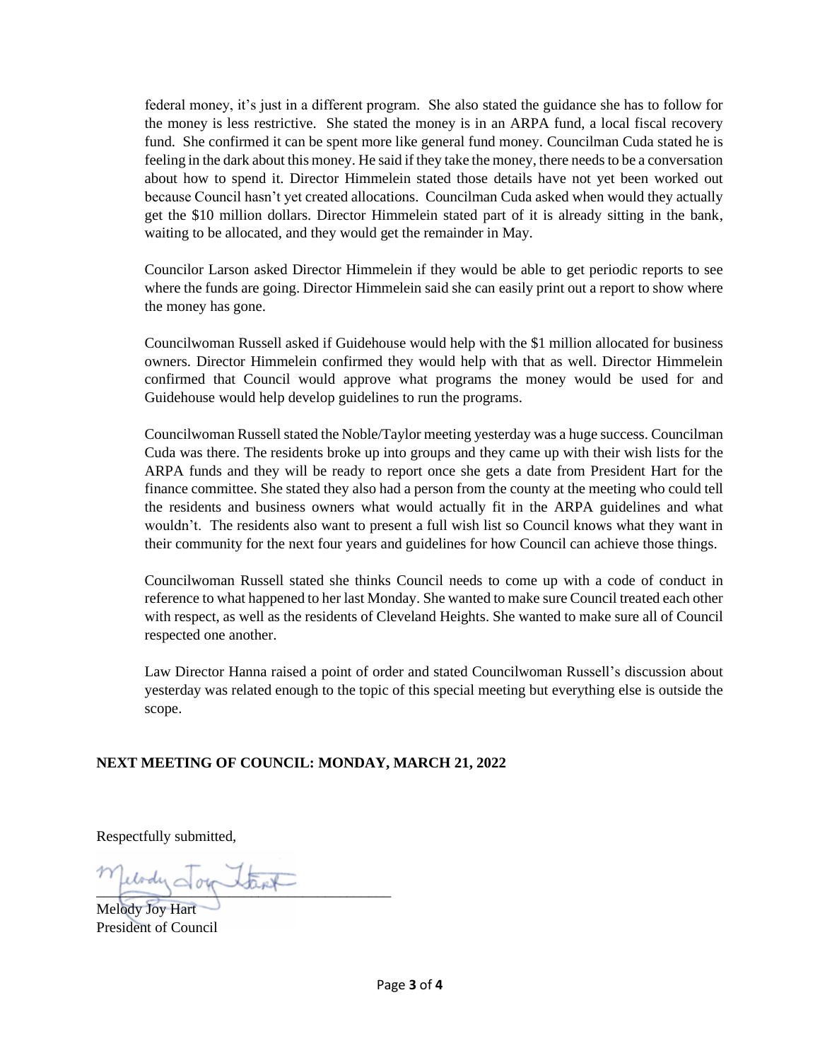federal money, it's just in a different program. She also stated the guidance she has to follow for the money is less restrictive. She stated the money is in an ARPA fund, a local fiscal recovery fund. She confirmed it can be spent more like general fund money. Councilman Cuda stated he is feeling in the dark about this money. He said if they take the money, there needs to be a conversation about how to spend it. Director Himmelein stated those details have not yet been worked out because Council hasn't yet created allocations. Councilman Cuda asked when would they actually get the $10 million dollars. Director Himmelein stated part of it is already sitting in the bank, waiting to be allocated, and they would get the remainder in May.

Councilor Larson asked Director Himmelein if they would be able to get periodic reports to see where the funds are going. Director Himmelein said she can easily print out a report to show where the money has gone.

Councilwoman Russell asked if Guidehouse would help with the $1 million allocated for business owners. Director Himmelein confirmed they would help with that as well. Director Himmelein confirmed that Council would approve what programs the money would be used for and Guidehouse would help develop guidelines to run the programs.

Councilwoman Russell stated the Noble/Taylor meeting yesterday was a huge success. Councilman Cuda was there. The residents broke up into groups and they came up with their wish lists for the ARPA funds and they will be ready to report once she gets a date from President Hart for the finance committee. She stated they also had a person from the county at the meeting who could tell the residents and business owners what would actually fit in the ARPA guidelines and what wouldn't. The residents also want to present a full wish list so Council knows what they want in their community for the next four years and guidelines for how Council can achieve those things.

Councilwoman Russell stated she thinks Council needs to come up with a code of conduct in reference to what happened to her last Monday. She wanted to make sure Council treated each other with respect, as well as the residents of Cleveland Heights. She wanted to make sure all of Council respected one another.

Law Director Hanna raised a point of order and stated Councilwoman Russell's discussion about yesterday was related enough to the topic of this special meeting but everything else is outside the scope.

**NEXT MEETING OF COUNCIL: MONDAY, MARCH 21, 2022**

Respectfully submitted,

Melody Joy Hart

Melody Joy Hart
President of Council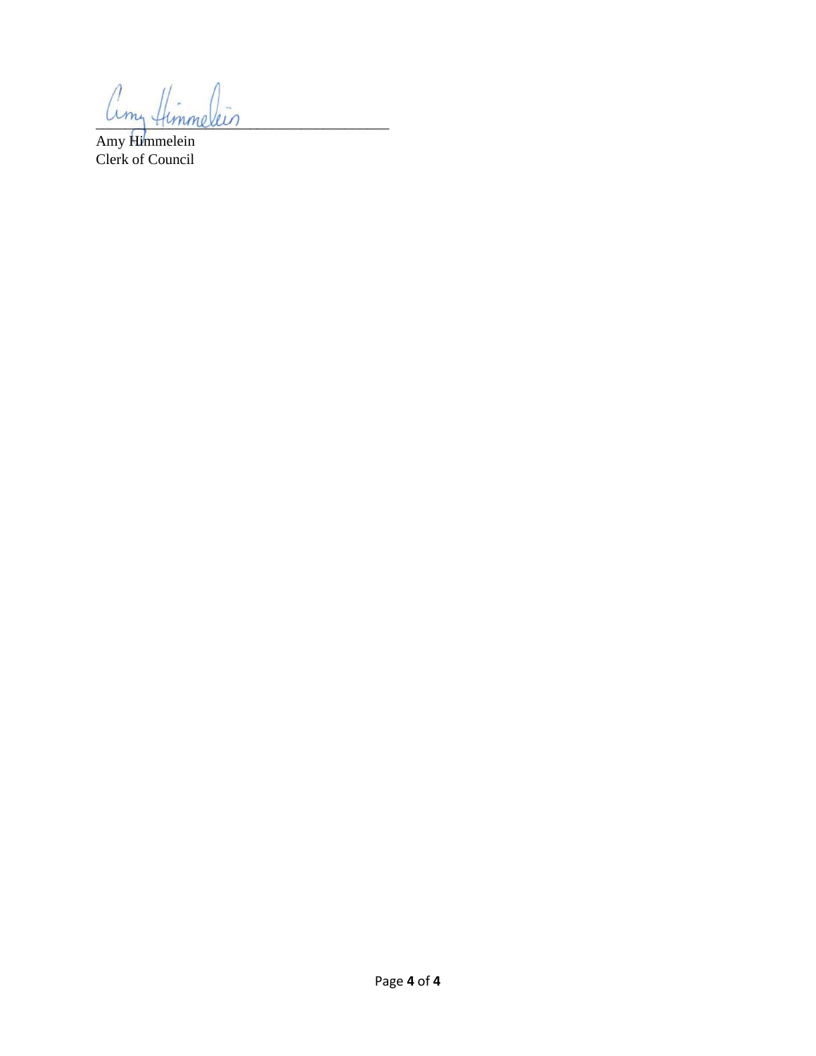\_\_\_\_\_\_\_\_\_\_\_\_\_\_\_\_\_\_\_\_\_\_\_\_\_\_\_\_\_\_\_\_\_\_\_\_\_\_\_\_

Amy Himmelein
Clerk of Council